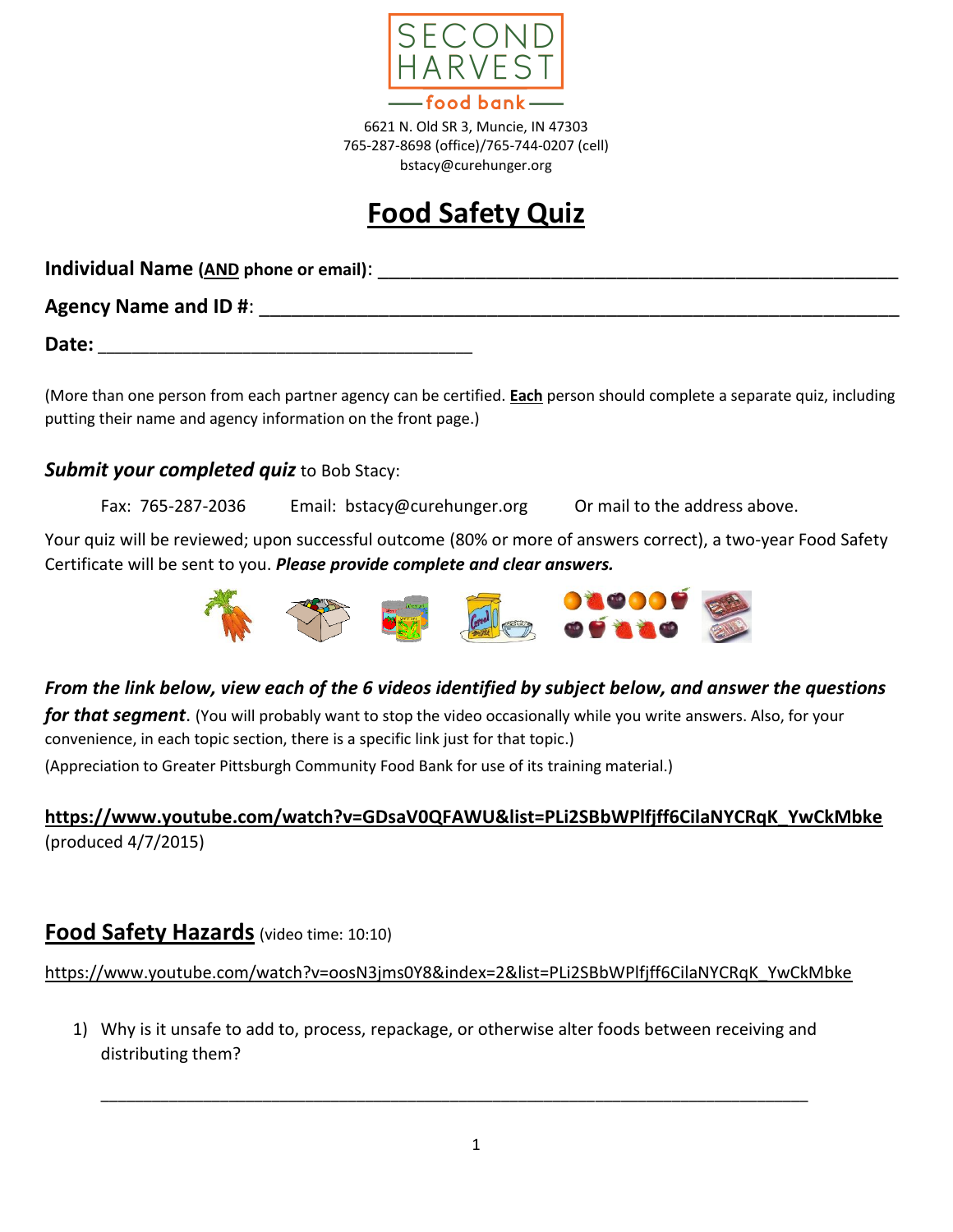SECOND HARVEST
food bank

6621 N. Old SR 3, Muncie, IN 47303
765-287-8698 (office)/765-744-0207 (cell)
bstacy@curehunger.org

# Food Safety Quiz

**Individual Name (AND phone or email)**: ______________________________________________________

**Agency Name and ID #**: ______________________________________________________________

**Date:** ____________________________________

(More than one person from each partner agency can be certified. **Each** person should complete a separate quiz, including putting their name and agency information on the front page.)

***Submit your completed quiz*** to Bob Stacy:

Fax: 765-287-2036 Email: bstacy@curehunger.org Or mail to the address above.

Your quiz will be reviewed; upon successful outcome (80% or more of answers correct), a two-year Food Safety Certificate will be sent to you. ***Please provide complete and clear answers.***

***From the link below, view each of the 6 videos identified by subject below, and answer the questions for that segment***. (You will probably want to stop the video occasionally while you write answers. Also, for your convenience, in each topic section, there is a specific link just for that topic.)

(Appreciation to Greater Pittsburgh Community Food Bank for use of its training material.)

**https://www.youtube.com/watch?v=GDsaV0QFAWU&list=PLi2SBbWPlfjff6CilaNYCRqK_YwCkMbke**
(produced 4/7/2015)

## Food Safety Hazards (video time: 10:10)

https://www.youtube.com/watch?v=oosN3jms0Y8&index=2&list=PLi2SBbWPlfjff6CilaNYCRqK_YwCkMbke

1) Why is it unsafe to add to, process, repackage, or otherwise alter foods between receiving and distributing them?

   ______________________________________________________________________________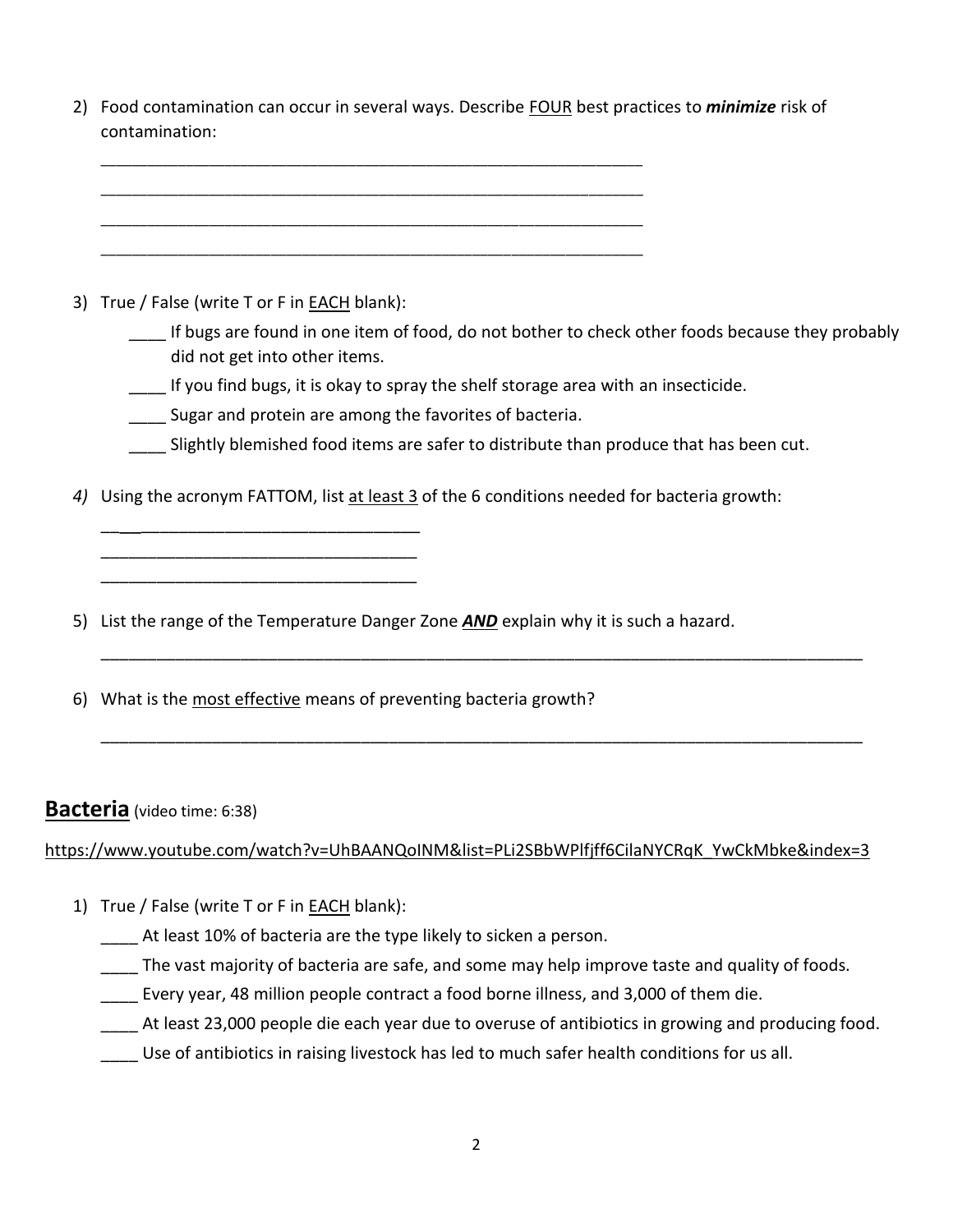2) Food contamination can occur in several ways. Describe <u>FOUR</u> best practices to ***minimize*** risk of contamination:

_______________________________________________________________

_______________________________________________________________

_______________________________________________________________

_______________________________________________________________

3) True / False (write T or F in <u>EACH</u> blank):
   - ____ If bugs are found in one item of food, do not bother to check other foods because they probably did not get into other items.
   - ____ If you find bugs, it is okay to spray the shelf storage area with an insecticide.
   - ____ Sugar and protein are among the favorites of bacteria.
   - ____ Slightly blemished food items are safer to distribute than produce that has been cut.

*4)* Using the acronym FATTOM, list <u>at least 3</u> of the 6 conditions needed for bacteria growth:

_________________________________

_________________________________

_________________________________

5) List the range of the Temperature Danger Zone ***AND*** explain why it is such a hazard.

_______________________________________________________________________________________

6) What is the <u>most effective</u> means of preventing bacteria growth?

_______________________________________________________________________________________

## Bacteria (video time: 6:38)

<u>https://www.youtube.com/watch?v=UhBAANQoINM&list=PLi2SBbWPlfjff6CilaNYCRqK_YwCkMbke&index=3</u>

1) True / False (write T or F in <u>EACH</u> blank):
   - ____ At least 10% of bacteria are the type likely to sicken a person.
   - ____ The vast majority of bacteria are safe, and some may help improve taste and quality of foods.
   - ____ Every year, 48 million people contract a food borne illness, and 3,000 of them die.
   - ____ At least 23,000 people die each year due to overuse of antibiotics in growing and producing food.
   - ____ Use of antibiotics in raising livestock has led to much safer health conditions for us all.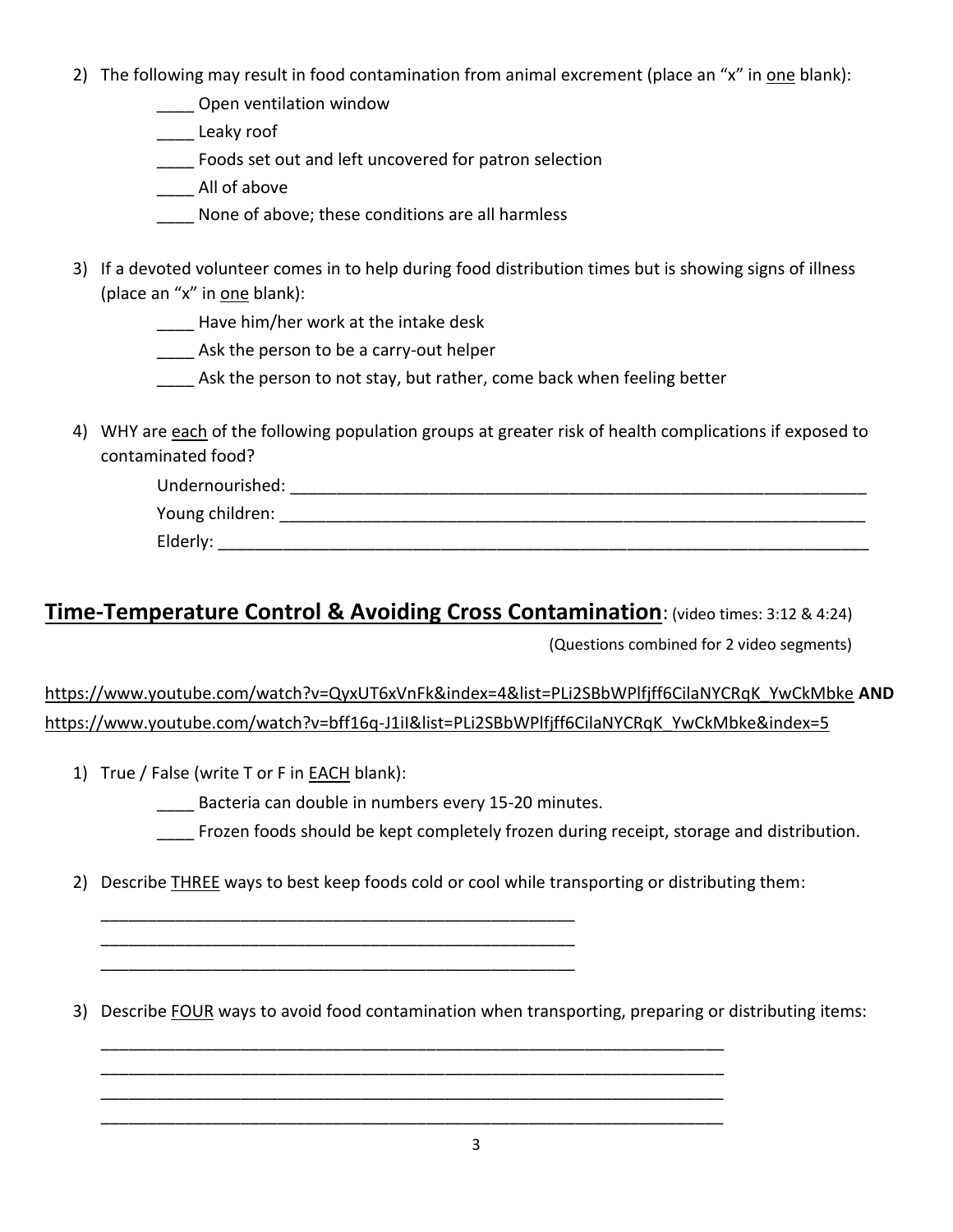2) The following may result in food contamination from animal excrement (place an "x" in <u>one</u> blank):

____ Open ventilation window

____ Leaky roof

____ Foods set out and left uncovered for patron selection

____ All of above

____ None of above; these conditions are all harmless

3) If a devoted volunteer comes in to help during food distribution times but is showing signs of illness (place an "x" in <u>one</u> blank):

____ Have him/her work at the intake desk

____ Ask the person to be a carry-out helper

____ Ask the person to not stay, but rather, come back when feeling better

4) WHY are <u>each</u> of the following population groups at greater risk of health complications if exposed to contaminated food?

Undernourished: ________________________________________________________________

Young children: ________________________________________________________________

Elderly: _______________________________________________________________________

## <u>Time-Temperature Control & Avoiding Cross Contamination</u>: (video times: 3:12 & 4:24)

(Questions combined for 2 video segments)

https://www.youtube.com/watch?v=QyxUT6xVnFk&index=4&list=PLi2SBbWPlfjff6CilaNYCRqK_YwCkMbke **AND** https://www.youtube.com/watch?v=bff16q-J1iI&list=PLi2SBbWPlfjff6CilaNYCRqK_YwCkMbke&index=5

1) True / False (write T or F in <u>EACH</u> blank):

____ Bacteria can double in numbers every 15-20 minutes.

____ Frozen foods should be kept completely frozen during receipt, storage and distribution.

2) Describe <u>THREE</u> ways to best keep foods cold or cool while transporting or distributing them:

_____________________________________________________

_____________________________________________________

_____________________________________________________

3) Describe <u>FOUR</u> ways to avoid food contamination when transporting, preparing or distributing items:

______________________________________________________________________

______________________________________________________________________

______________________________________________________________________

______________________________________________________________________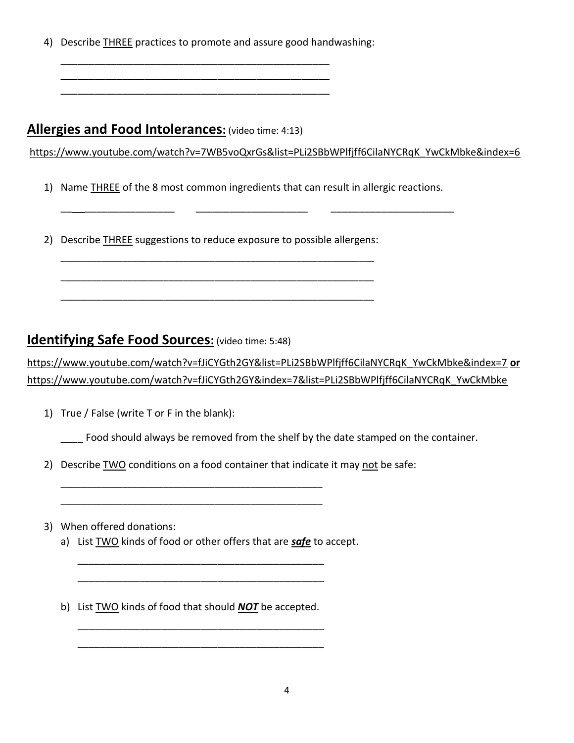4) Describe THREE practices to promote and assure good handwashing:

_______________________________________________
_______________________________________________
_______________________________________________

## Allergies and Food Intolerances: (video time: 4:13)

https://www.youtube.com/watch?v=7WB5voQxrGs&list=PLi2SBbWPlfjff6CilaNYCRqK_YwCkMbke&index=6

1) Name THREE of the 8 most common ingredients that can result in allergic reactions.

   ___________________ ___________________ ___________________

2) Describe THREE suggestions to reduce exposure to possible allergens:

   _______________________________________________________
   _______________________________________________________
   _______________________________________________________

## Identifying Safe Food Sources: (video time: 5:48)

https://www.youtube.com/watch?v=fJiCYGth2GY&list=PLi2SBbWPlfjff6CilaNYCRqK_YwCkMbke&index=7 **or** https://www.youtube.com/watch?v=fJiCYGth2GY&index=7&list=PLi2SBbWPlfjff6CilaNYCRqK_YwCkMbke

1) True / False (write T or F in the blank):

   ____ Food should always be removed from the shelf by the date stamped on the container.

2) Describe TWO conditions on a food container that indicate it may not be safe:

   _______________________________________________
   _______________________________________________

3) When offered donations:
   a) List TWO kinds of food or other offers that are ***safe*** to accept.

      _____________________________________________
      _____________________________________________

   b) List TWO kinds of food that should ***NOT*** be accepted.

      _____________________________________________
      _____________________________________________